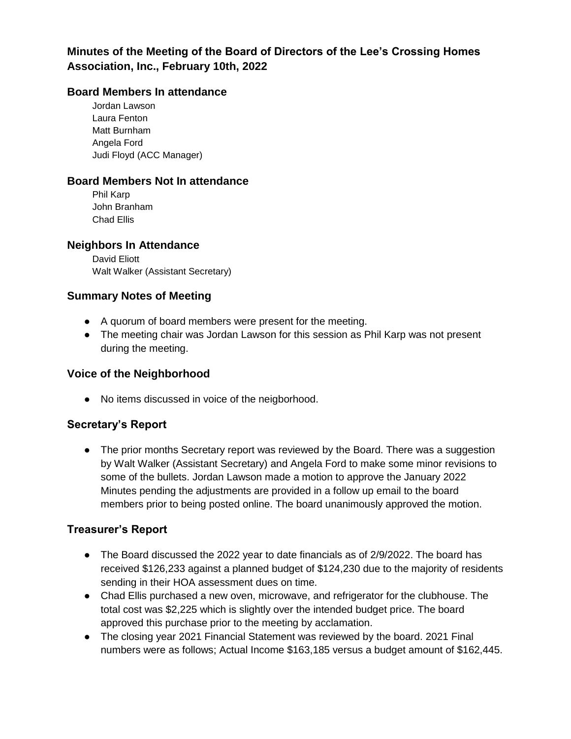# Minutes of the Meeting of the Board of Directors of the Lee's Crossing Homes Association, Inc., February 10th, 2022

## Board Members In attendance

Jordan Lawson
Laura Fenton
Matt Burnham
Angela Ford
Judi Floyd (ACC Manager)

## Board Members Not In attendance

Phil Karp
John Branham
Chad Ellis

## Neighbors In Attendance

David Eliott
Walt Walker (Assistant Secretary)

## Summary Notes of Meeting

- A quorum of board members were present for the meeting.
- The meeting chair was Jordan Lawson for this session as Phil Karp was not present during the meeting.

## Voice of the Neighborhood

- No items discussed in voice of the neigborhood.

## Secretary's Report

- The prior months Secretary report was reviewed by the Board. There was a suggestion by Walt Walker (Assistant Secretary) and Angela Ford to make some minor revisions to some of the bullets. Jordan Lawson made a motion to approve the January 2022 Minutes pending the adjustments are provided in a follow up email to the board members prior to being posted online. The board unanimously approved the motion.

## Treasurer's Report

- The Board discussed the 2022 year to date financials as of 2/9/2022. The board has received $126,233 against a planned budget of $124,230 due to the majority of residents sending in their HOA assessment dues on time.
- Chad Ellis purchased a new oven, microwave, and refrigerator for the clubhouse. The total cost was $2,225 which is slightly over the intended budget price. The board approved this purchase prior to the meeting by acclamation.
- The closing year 2021 Financial Statement was reviewed by the board. 2021 Final numbers were as follows; Actual Income $163,185 versus a budget amount of $162,445.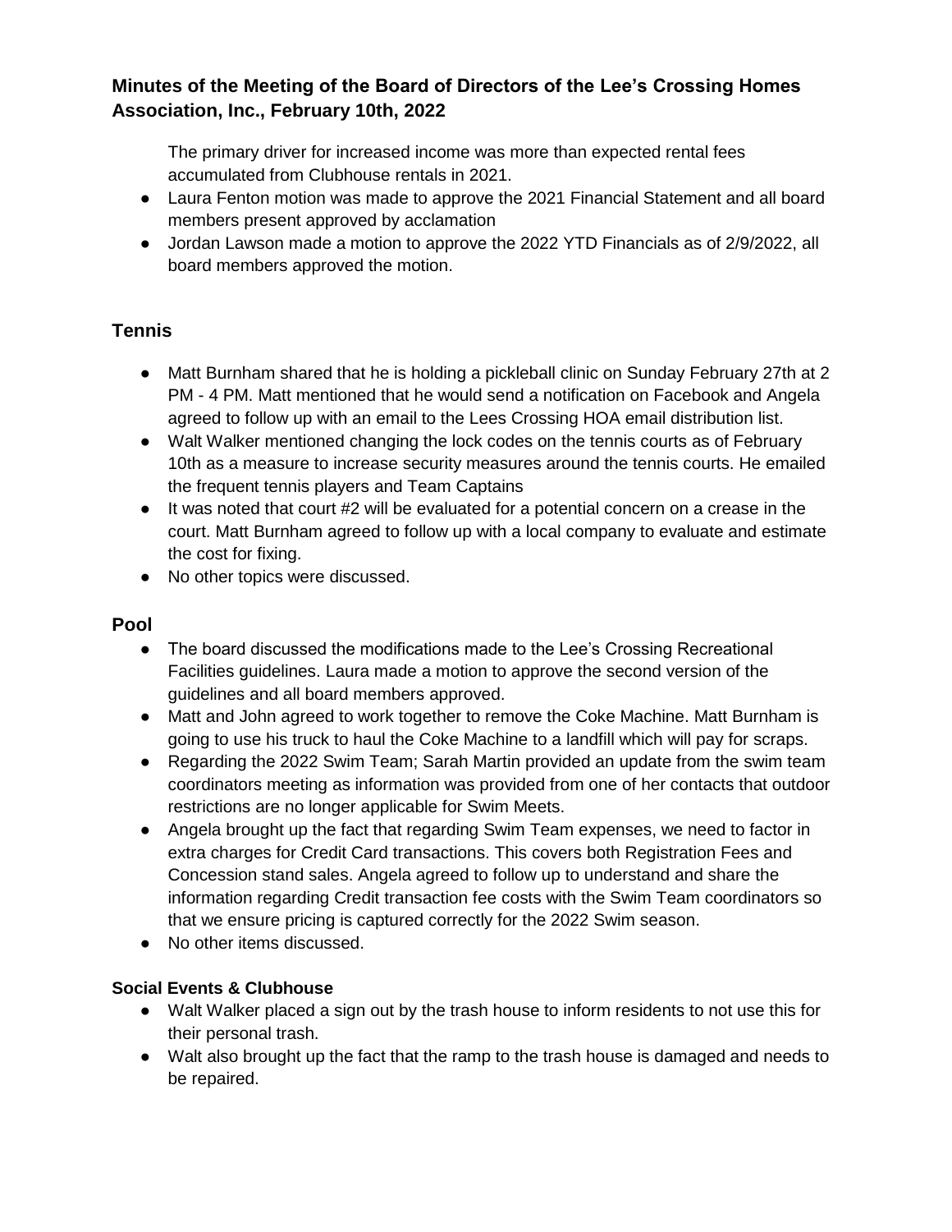## Minutes of the Meeting of the Board of Directors of the Lee's Crossing Homes Association, Inc., February 10th, 2022

The primary driver for increased income was more than expected rental fees accumulated from Clubhouse rentals in 2021.

- Laura Fenton motion was made to approve the 2021 Financial Statement and all board members present approved by acclamation
- Jordan Lawson made a motion to approve the 2022 YTD Financials as of 2/9/2022, all board members approved the motion.

## Tennis

- Matt Burnham shared that he is holding a pickleball clinic on Sunday February 27th at 2 PM - 4 PM. Matt mentioned that he would send a notification on Facebook and Angela agreed to follow up with an email to the Lees Crossing HOA email distribution list.
- Walt Walker mentioned changing the lock codes on the tennis courts as of February 10th as a measure to increase security measures around the tennis courts. He emailed the frequent tennis players and Team Captains
- It was noted that court #2 will be evaluated for a potential concern on a crease in the court. Matt Burnham agreed to follow up with a local company to evaluate and estimate the cost for fixing.
- No other topics were discussed.

## Pool

- The board discussed the modifications made to the Lee's Crossing Recreational Facilities guidelines. Laura made a motion to approve the second version of the guidelines and all board members approved.
- Matt and John agreed to work together to remove the Coke Machine. Matt Burnham is going to use his truck to haul the Coke Machine to a landfill which will pay for scraps.
- Regarding the 2022 Swim Team; Sarah Martin provided an update from the swim team coordinators meeting as information was provided from one of her contacts that outdoor restrictions are no longer applicable for Swim Meets.
- Angela brought up the fact that regarding Swim Team expenses, we need to factor in extra charges for Credit Card transactions. This covers both Registration Fees and Concession stand sales. Angela agreed to follow up to understand and share the information regarding Credit transaction fee costs with the Swim Team coordinators so that we ensure pricing is captured correctly for the 2022 Swim season.
- No other items discussed.

### Social Events & Clubhouse

- Walt Walker placed a sign out by the trash house to inform residents to not use this for their personal trash.
- Walt also brought up the fact that the ramp to the trash house is damaged and needs to be repaired.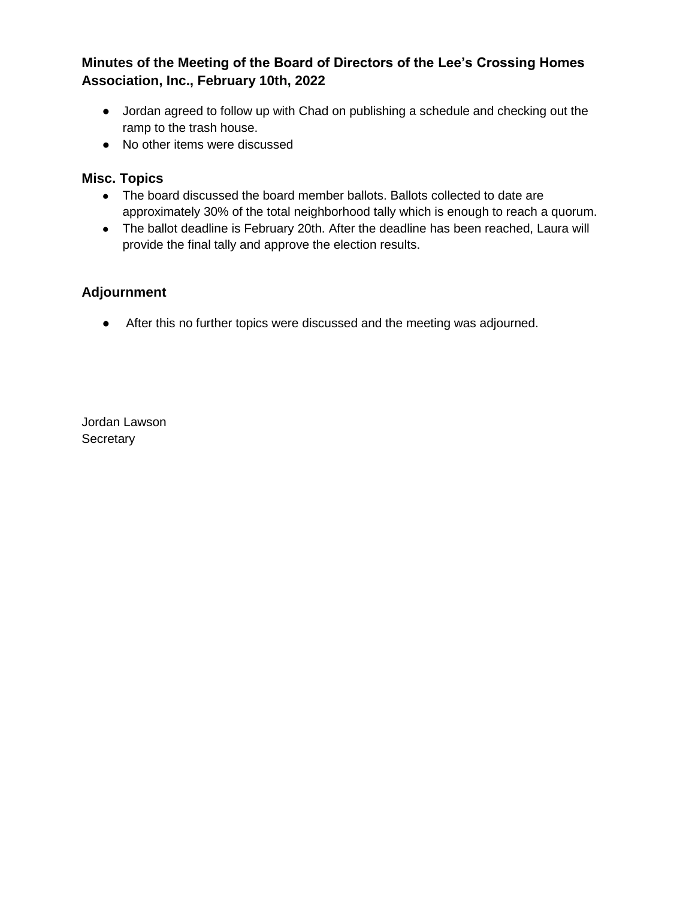### Minutes of the Meeting of the Board of Directors of the Lee's Crossing Homes Association, Inc., February 10th, 2022

- Jordan agreed to follow up with Chad on publishing a schedule and checking out the ramp to the trash house.
- No other items were discussed

### Misc. Topics

- The board discussed the board member ballots. Ballots collected to date are approximately 30% of the total neighborhood tally which is enough to reach a quorum.
- The ballot deadline is February 20th. After the deadline has been reached, Laura will provide the final tally and approve the election results.

### Adjournment

- After this no further topics were discussed and the meeting was adjourned.

Jordan Lawson
Secretary